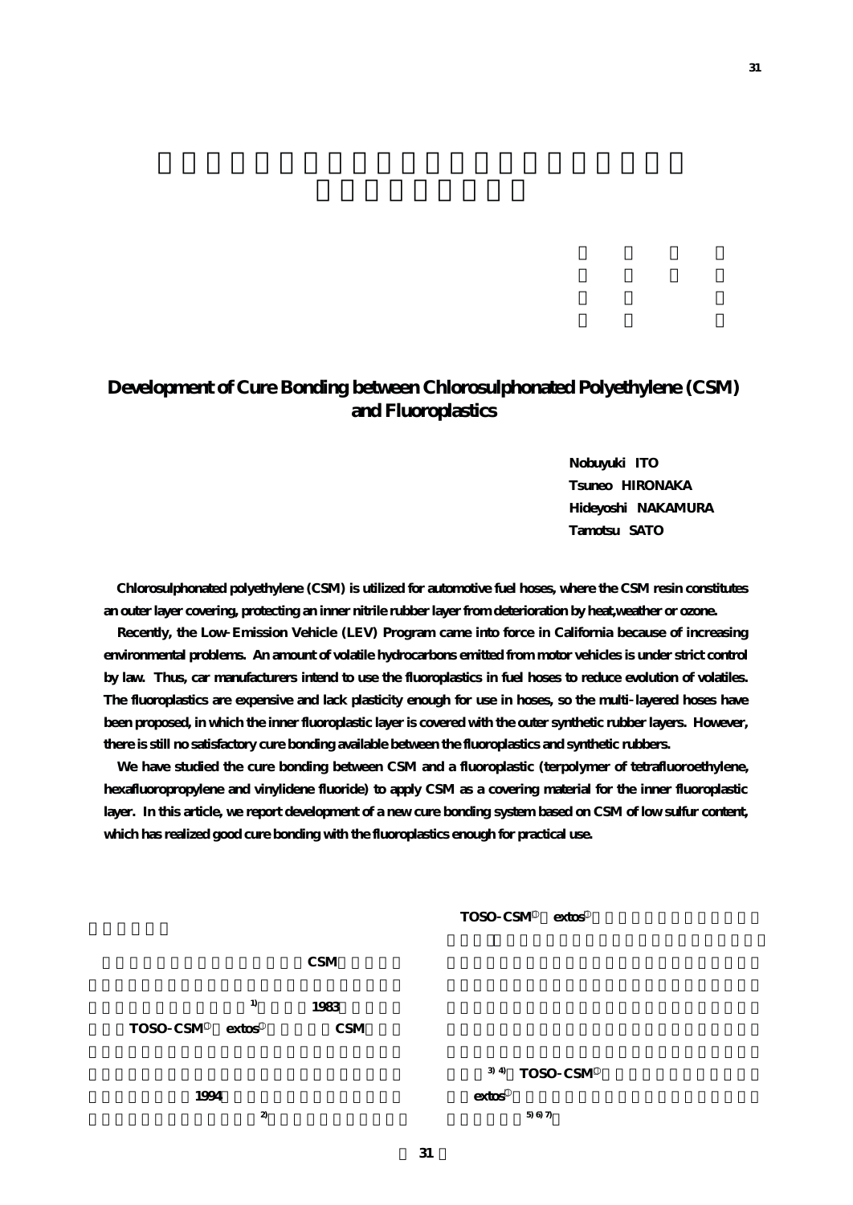# Development of Cure Bonding between Chlorosulphonated Polyethylene (CSM) and Fluoroplastics

Nobuyuki ITO
Tsuneo HIRONAKA
Hideyoshi NAKAMURA
Tamotsu SATO

Chlorosulphonated polyethylene (CSM) is utilized for automotive fuel hoses, where the CSM resin constitutes an outer layer covering, protecting an inner nitrile rubber layer from deterioration by heat,weather or ozone.

Recently, the Low-Emission Vehicle (LEV) Program came into force in California because of increasing environmental problems. An amount of volatile hydrocarbons emitted from motor vehicles is under strict control by law. Thus, car manufacturers intend to use the fluoroplastics in fuel hoses to reduce evolution of volatiles. The fluoroplastics are expensive and lack plasticity enough for use in hoses, so the multi-layered hoses have been proposed, in which the inner fluoroplastic layer is covered with the outer synthetic rubber layers. However, there is still no satisfactory cure bonding available between the fluoroplastics and synthetic rubbers.

We have studied the cure bonding between CSM and a fluoroplastic (terpolymer of tetrafluoroethylene, hexafluoropropylene and vinylidene fluoride) to apply CSM as a covering material for the inner fluoroplastic layer. In this article, we report development of a new cure bonding system based on CSM of low sulfur content, which has realized good cure bonding with the fluoroplastics enough for practical use.

CSM

[1] 1983

TOSO-CSM extos CSM

1994

[2]

TOSO-CSM extos

[3) 4)] TOSO-CSM

extos

[5) 6) 7)]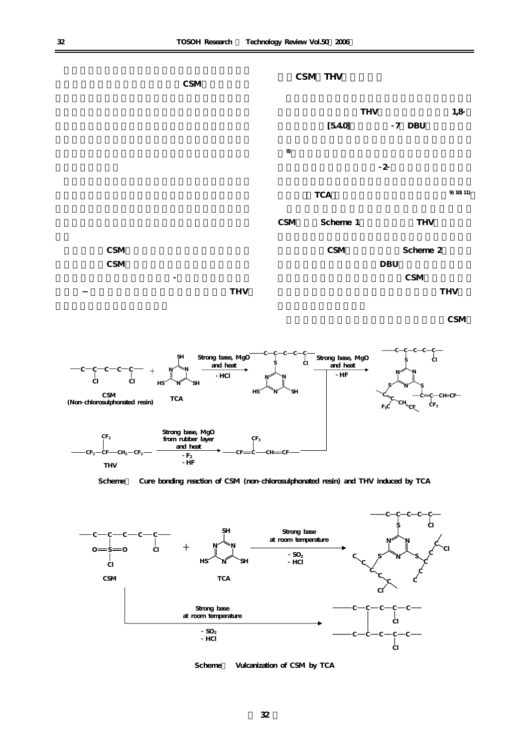CSM

CSM

CSM

-

−　THV

## CSM　THV

THV　1,8-

[5.4.0]　-7　DBU

8)

-2-

TCA　9) 10) 11)

CSM　Scheme 1　THV

CSM　Scheme 2

DBU

CSM

THV

CSM

Scheme　Cure bonding reaction of CSM (non-chlorosulphonated resin) and THV induced by TCA

Scheme　Vulcanization of CSM by TCA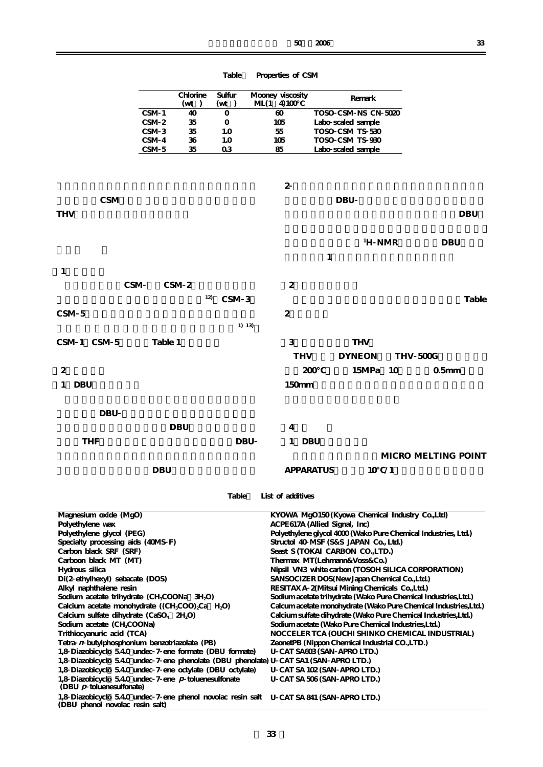Table　Properties of CSM

| | Chlorine (wt ) | Sulfur (wt ) | Mooney viscosity ML(1 4)100°C | Remark |
|---|---|---|---|---|
| CSM-1 | 40 | 0 | 60 | TOSO-CSM-NS CN-5020 |
| CSM-2 | 35 | 0 | 105 | Labo-scaled sample |
| CSM-3 | 35 | 1.0 | 55 | TOSO-CSM TS-530 |
| CSM-4 | 36 | 1.0 | 105 | TOSO-CSM TS-930 |
| CSM-5 | 35 | 0.3 | 85 | Labo-scaled sample |

CSM

THV

1

CSM- CSM-2

[12] CSM-3

CSM-5

[1) 13)]

CSM-1 CSM-5 Table 1

2

1 DBU

DBU-

DBU

THF DBU-

DBU

2-

DBU-

DBU

$^1$H-NMR DBU

1

2

Table

2

3 THV

THV DYNEON THV-500G

200°C 15MPa 10 0.5mm

150mm

4

1 DBU

MICRO MELTING POINT

APPARATUS 10°C/1

Table　List of additives

| | |
|---|---|
| Magnesium oxide (MgO) | KYOWA MgO150 (Kyowa Chemical Industry Co.,Ltd) |
| Polyethylene wax | ACPE617A (Allied Signal, Inc) |
| Polyethylene glycol (PEG) | Polyethylene glycol 4000 (Wako Pure Chemical Industries, Ltd.) |
| Specialty processing aids (40MS-F) | Structol 40-MSF (S&S JAPAN Co., Ltd.) |
| Carbon black SRF (SRF) | Seast S (TOKAI CARBON CO.,LTD.) |
| Carboon black MT (MT) | Thermax MT(Lehmann&Voss&Co.) |
| Hydrous silica | Nipsil VN3 white carbon (TOSOH SILICA CORPORATION) |
| Di(2-ethylhexyl) sebacate (DOS) | SANSOCIZER DOS(New Japan Chemical Co.,Ltd.) |
| Alkyl naphthalene resin | RESITAX A-2(Mitsui Mining Chemicals Co.,Ltd.) |
| Sodium acetate trihydrate ($CH_3COONa$ $3H_2O$) | Sodium acetate trihydrate (Wako Pure Chemical Industries,Ltd.) |
| Calcium acetate monohydrate ($(CH_3COO)_2Ca$ $H_2O$) | Calcum acetate monohydrate (Wako Pure Chemical Industries,Ltd.) |
| Calcium sulfate dihydrate ($CaSO_4$ $2H_2O$) | Calcium sulfate dihydrate (Wako Pure Chemical Industries,Ltd.) |
| Sodium acetate ($CH_3COONa$) | Sodium acetate (Wako Pure Chemical Industries,Ltd.) |
| Trithiocyanuric acid (TCA) | NOCCELER TCA (OUCHI SHINKO CHEMICAL INDUSTRIAL) |
| Tetra-*n*-butylphosphonium benzotriazolate (PB) | ZeonetPB (Nippon Chemical Industrial CO.,LTD.) |
| 1,8-Diazobicyclo 5.4.0 undec-7-ene formate (DBU formate) | U-CAT SA603 (SAN-APRO LTD.) |
| 1,8-Diazobicyclo 5.4.0 undec-7-ene phenolate (DBU phenolate) | U-CAT SA1 (SAN-APRO LTD.) |
| 1,8-Diazobicyclo 5.4.0 undec-7-ene octylate (DBU octylate) | U-CAT SA 102 (SAN-APRO LTD.) |
| 1,8-Diazobicyclo 5.4.0 undec-7-ene *p*-toluenesulfonate (DBU *p*-toluenesulfonate) | U-CAT SA 506 (SAN-APRO LTD.) |
| 1,8-Diazobicyclo 5.4.0 undec-7-ene phenol novolac resin salt (DBU phenol novolac resin salt) | U-CAT SA 841 (SAN-APRO LTD.) |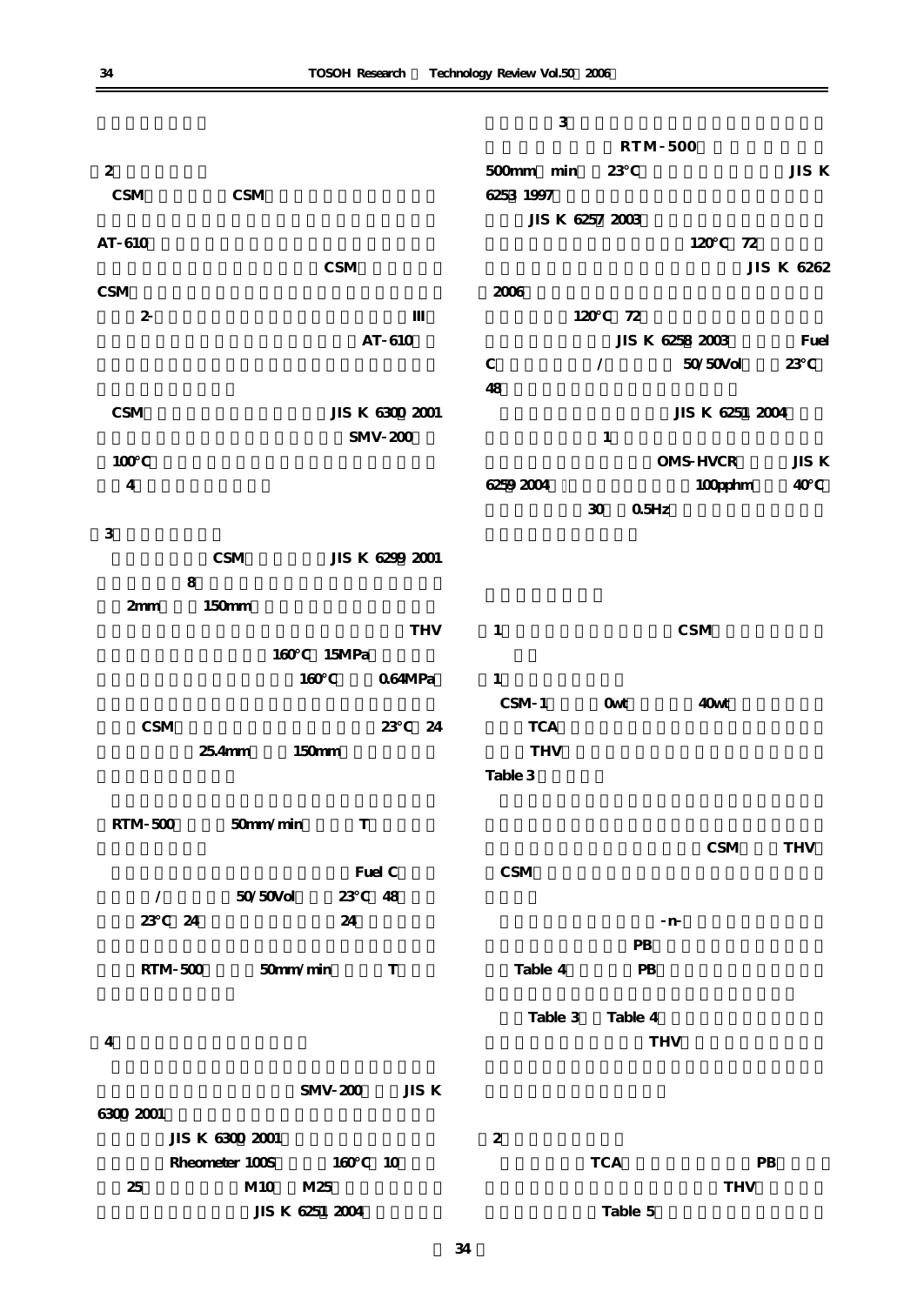2

CSM CSM

AT-610

CSM

CSM

2- III

AT-610

CSM JIS K 6300 2001

SMV-200

100°C

4

3

CSM JIS K 6299 2001

8

2mm 150mm

THV

160°C 15MPa

160°C 0.64MPa

CSM 23°C 24

25.4mm 150mm

RTM-500 50mm/min T

Fuel C

/ 50/50Vol 23°C 48

23°C 24 24

RTM-500 50mm/min T

4

SMV-200 JIS K 6300 2001

JIS K 6300 2001

Rheometer 100S 160°C 10

25 M10 M25

JIS K 6251 2004

3

RTM-500

500mm min 23°C JIS K 6253 1997

JIS K 6257 2003

120°C 72

JIS K 6262 2006

120°C 72

JIS K 6258 2003 Fuel C / 50/50Vol 23°C 48

JIS K 6251 2004

1

OMS-HVCR JIS K 6259 2004 100pphm 40°C

30 0.5Hz

1 CSM

1

CSM-1 0wt 40wt

TCA

THV

Table 3

CSM THV

CSM

-n-

PB

Table 4 PB

Table 3 Table 4

THV

2

TCA PB

THV

Table 5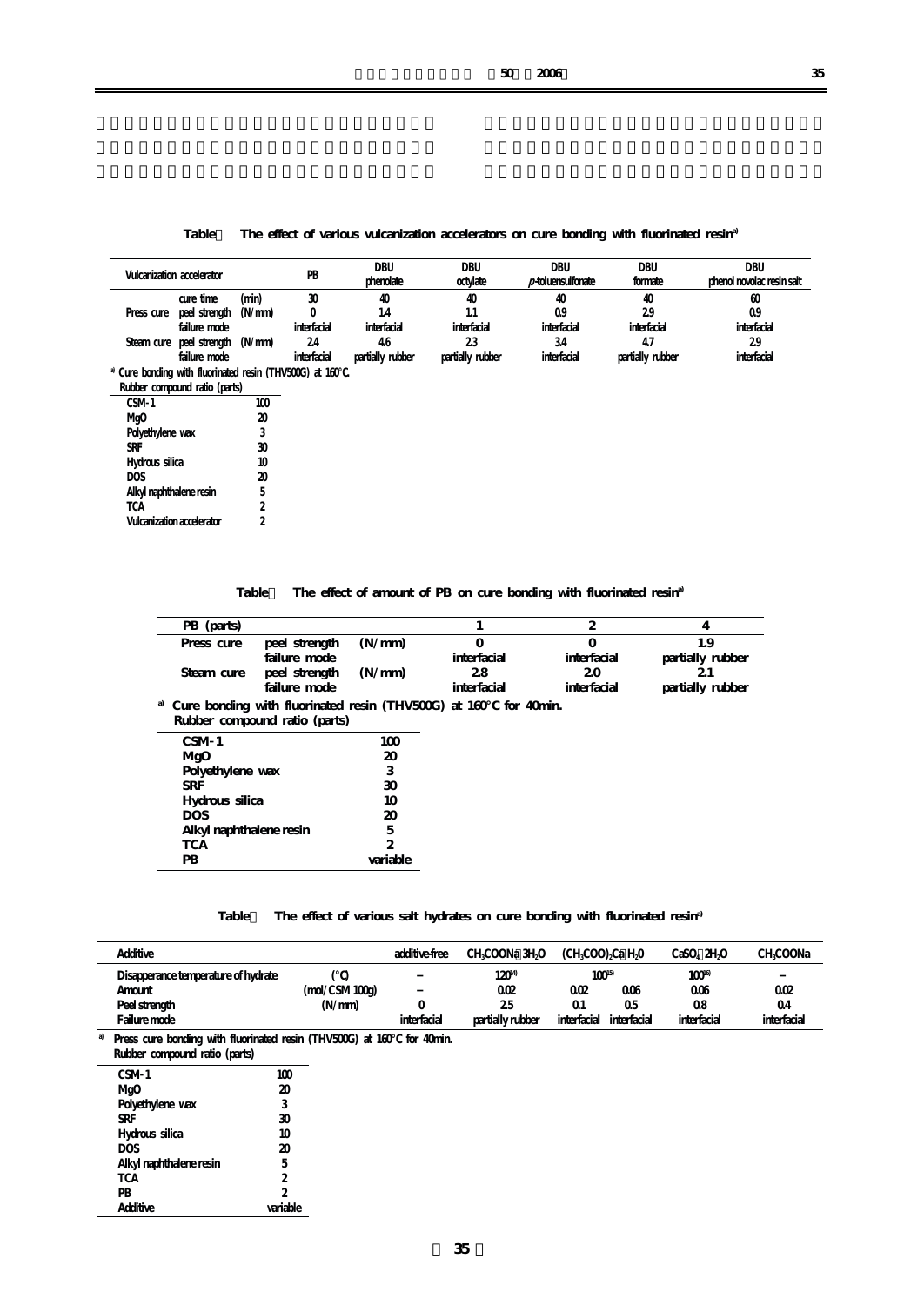**Table　The effect of various vulcanization accelerators on cure bonding with fluorinated resin[a]**

| Vulcanization accelerator | | | PB | DBU phenolate | DBU octylate | DBU *p*-toluensulfonate | DBU formate | DBU phenol novolac resin salt |
|---|---|---|---|---|---|---|---|---|
| Press cure | cure time | (min) | 30 | 40 | 40 | 40 | 40 | 60 |
| | peel strength | (N/mm) | 0 | 1.4 | 1.1 | 0.9 | 2.9 | 0.9 |
| | failure mode | | interfacial | interfacial | interfacial | interfacial | interfacial | interfacial |
| Steam cure | peel strength | (N/mm) | 2.4 | 4.6 | 2.3 | 3.4 | 4.7 | 2.9 |
| | failure mode | | interfacial | partially rubber | partially rubber | interfacial | partially rubber | interfacial |

[a] Cure bonding with fluorinated resin (THV500G) at 160°C.

Rubber compound ratio (parts)

| | |
|---|---|
| CSM-1 | 100 |
| MgO | 20 |
| Polyethylene wax | 3 |
| SRF | 30 |
| Hydrous silica | 10 |
| DOS | 20 |
| Alkyl naphthalene resin | 5 |
| TCA | 2 |
| Vulcanization accelerator | 2 |

**Table　The effect of amount of PB on cure bonding with fluorinated resin[a]**

| PB (parts) | | | 1 | 2 | 4 |
|---|---|---|---|---|---|
| Press cure | peel strength | (N/mm) | 0 | 0 | 1.9 |
| | failure mode | | interfacial | interfacial | partially rubber |
| Steam cure | peel strength | (N/mm) | 2.8 | 2.0 | 2.1 |
| | failure mode | | interfacial | interfacial | partially rubber |

[a] Cure bonding with fluorinated resin (THV500G) at 160°C for 40min.

Rubber compound ratio (parts)

| | |
|---|---|
| CSM-1 | 100 |
| MgO | 20 |
| Polyethylene wax | 3 |
| SRF | 30 |
| Hydrous silica | 10 |
| DOS | 20 |
| Alkyl naphthalene resin | 5 |
| TCA | 2 |
| PB | variable |

**Table　The effect of various salt hydrates on cure bonding with fluorinated resin[a]**

| Additive | | additive-free | $CH_3COONa \cdot 3H_2O$ | $(CH_3COO)_2Ca \cdot H_2O$ | | $CaSO_4 \cdot 2H_2O$ | $CH_3COONa$ |
|---|---|---|---|---|---|---|---|
| Disapperance temperature of hydrate | (°C) | – | 120[4] | 100[5] | | 100[6] | – |
| Amount | (mol/CSM 100g) | – | 0.02 | 0.02 | 0.06 | 0.06 | 0.02 |
| Peel strength | (N/mm) | 0 | 2.5 | 0.1 | 0.5 | 0.8 | 0.4 |
| Failure mode | | interfacial | partially rubber | interfacial | interfacial | interfacial | interfacial |

[a] Press cure bonding with fluorinated resin (THV500G) at 160°C for 40min.

Rubber compound ratio (parts)

| | |
|---|---|
| CSM-1 | 100 |
| MgO | 20 |
| Polyethylene wax | 3 |
| SRF | 30 |
| Hydrous silica | 10 |
| DOS | 20 |
| Alkyl naphthalene resin | 5 |
| TCA | 2 |
| PB | 2 |
| Additive | variable |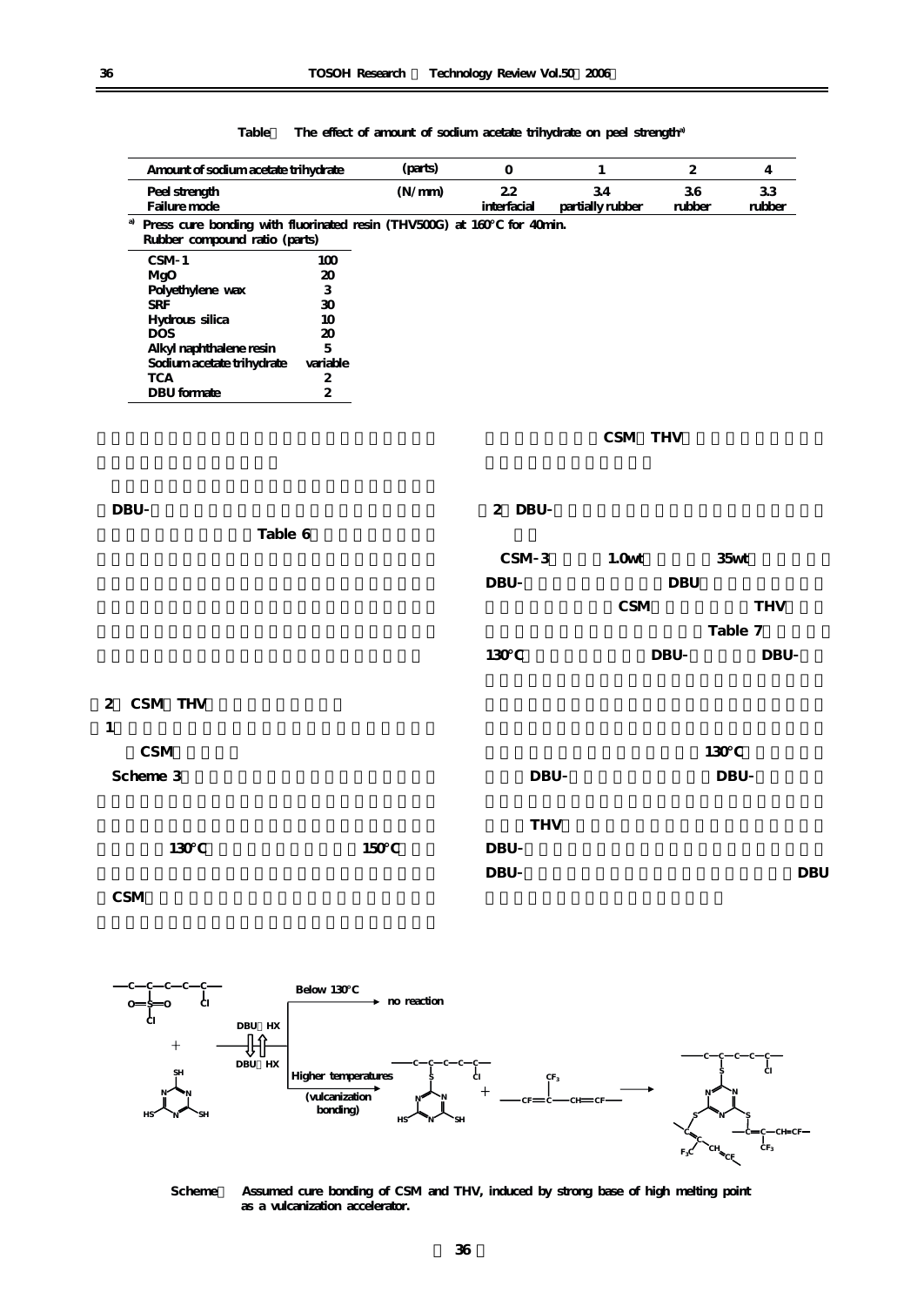Table　The effect of amount of sodium acetate trihydrate on peel strength[a)]

| Amount of sodium acetate trihydrate | (parts) | 0 | 1 | 2 | 4 |
|---|---|---|---|---|---|
| Peel strength | (N/mm) | 2.2 | 3.4 | 3.6 | 3.3 |
| Failure mode | | interfacial | partially rubber | rubber | rubber |

a) Press cure bonding with fluorinated resin (THV500G) at 160°C for 40min.
Rubber compound ratio (parts)

| | |
|---|---|
| CSM-1 | 100 |
| MgO | 20 |
| Polyethylene wax | 3 |
| SRF | 30 |
| Hydrous silica | 10 |
| DOS | 20 |
| Alkyl naphthalene resin | 5 |
| Sodium acetate trihydrate | variable |
| TCA | 2 |
| DBU formate | 2 |

DBU-

Table 6

2　CSM　THV

1

CSM

Scheme 3

130°C　150°C

CSM

CSM　THV

2　DBU-

CSM-3　1.0wt　35wt

DBU-　DBU

CSM　THV

Table 7

130°C　DBU-　DBU-

130°C

DBU-　DBU-

THV

DBU-

DBU-　DBU

Below 130°C — no reaction

DBU・HX ⇌ DBU・HX

Higher temperatures (vulcanization bonding)

Scheme　Assumed cure bonding of CSM and THV, induced by strong base of high melting point as a vulcanization accelerator.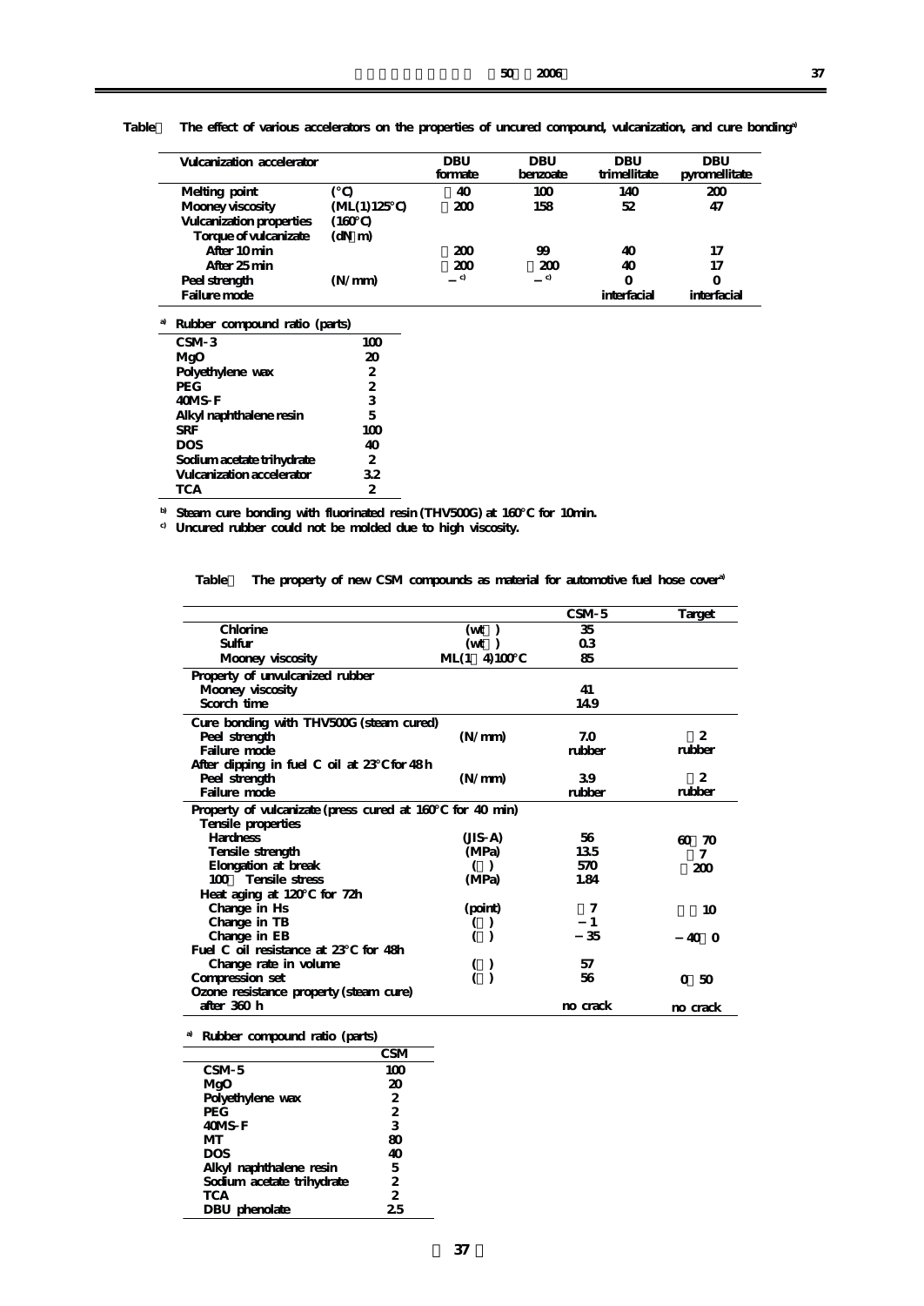Table　The effect of various accelerators on the properties of uncured compound, vulcanization, and cure bonding[a]

| Vulcanization accelerator | | DBU formate | DBU benzoate | DBU trimellitate | DBU pyromellitate |
|---|---|---|---|---|---|
| Melting point | (°C) | 40 | 100 | 140 | 200 |
| Mooney viscosity | (ML(1)125°C) | 200 | 158 | 52 | 47 |
| Vulcanization properties | (160°C) | | | | |
| Torque of vulcanizate | (dN m) | | | | |
| After 10 min | | 200 | 99 | 40 | 17 |
| After 25 min | | 200 | 200 | 40 | 17 |
| Peel strength | (N/mm) | –[c] | –[c] | 0 | 0 |
| Failure mode | | | | interfacial | interfacial |

[a] Rubber compound ratio (parts)

| | |
|---|---|
| CSM-3 | 100 |
| MgO | 20 |
| Polyethylene wax | 2 |
| PEG | 2 |
| 40MS-F | 3 |
| Alkyl naphthalene resin | 5 |
| SRF | 100 |
| DOS | 40 |
| Sodium acetate trihydrate | 2 |
| Vulcanization accelerator | 3.2 |
| TCA | 2 |

[b] Steam cure bonding with fluorinated resin (THV500G) at 160°C for 10min.

[c] Uncured rubber could not be molded due to high viscosity.

Table　The property of new CSM compounds as material for automotive fuel hose cover[a]

| | | CSM-5 | Target |
|---|---|---|---|
| Chlorine | (wt ) | 35 | |
| Sulfur | (wt ) | 0.3 | |
| Mooney viscosity | ML(1 4)100°C | 85 | |
| Property of unvulcanized rubber | | | |
| Mooney viscosity | | 41 | |
| Scorch time | | 14.9 | |
| Cure bonding with THV500G (steam cured) | | | |
| Peel strength | (N/mm) | 7.0 | 2 |
| Failure mode | | rubber | rubber |
| After dipping in fuel C oil at 23°C for 48 h | | | |
| Peel strength | (N/mm) | 3.9 | 2 |
| Failure mode | | rubber | rubber |
| Property of vulcanizate (press cured at 160°C for 40 min) | | | |
| Tensile properties | | | |
| Hardness | (JIS-A) | 56 | 60 70 |
| Tensile strength | (MPa) | 13.5 | 7 |
| Elongation at break | ( ) | 570 | 200 |
| 100 Tensile stress | (MPa) | 1.84 | |
| Heat aging at 120°C for 72h | | | |
| Change in Hs | (point) | 7 | 10 |
| Change in TB | ( ) | −1 | |
| Change in EB | ( ) | −35 | −40 0 |
| Fuel C oil resistance at 23°C for 48h | | | |
| Change rate in volume | ( ) | 57 | |
| Compression set | ( ) | 56 | 0 50 |
| Ozone resistance property (steam cure) | | | |
| after 360 h | | no crack | no crack |

[a] Rubber compound ratio (parts)

| | CSM |
|---|---|
| CSM-5 | 100 |
| MgO | 20 |
| Polyethylene wax | 2 |
| PEG | 2 |
| 40MS-F | 3 |
| MT | 80 |
| DOS | 40 |
| Alkyl naphthalene resin | 5 |
| Sodium acetate trihydrate | 2 |
| TCA | 2 |
| DBU phenolate | 2.5 |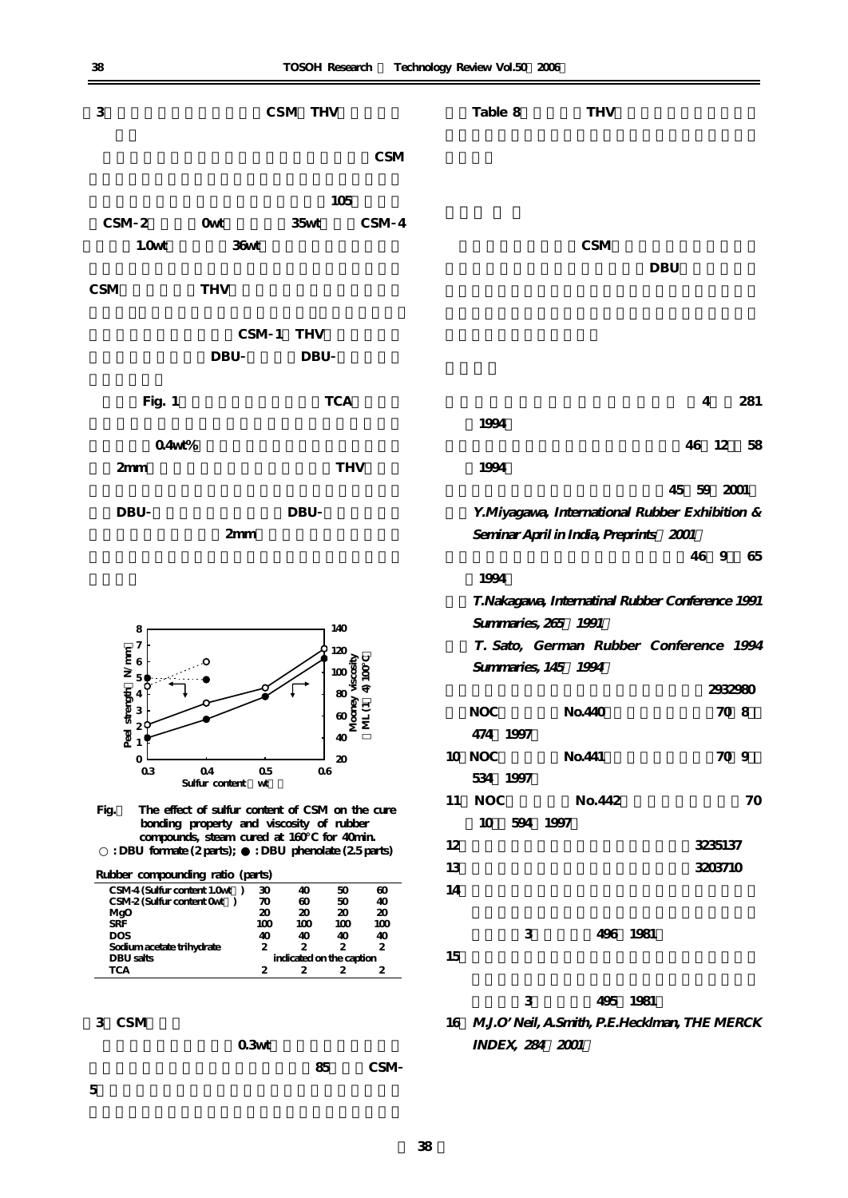### 3　CSM　THV

CSM

105

CSM-2　0wt　35wt　CSM-4

1.0wt　36wt

CSM　THV

CSM-1　THV

DBU-　DBU-

Fig. 1　TCA

0.4wt%

2mm　THV

DBU-　DBU-

2mm

**Fig.　The effect of sulfur content of CSM on the cure bonding property and viscosity of rubber compounds, steam cured at 160°C for 40min.**
**○ : DBU formate (2 parts); ● : DBU phenolate (2.5 parts)**

**Rubber compounding ratio (parts)**

| | | | | |
|---|---|---|---|---|
| CSM-4 (Sulfur content 1.0wt ) | 30 | 40 | 50 | 60 |
| CSM-2 (Sulfur content 0wt ) | 70 | 60 | 50 | 40 |
| MgO | 20 | 20 | 20 | 20 |
| SRF | 100 | 100 | 100 | 100 |
| DOS | 40 | 40 | 40 | 40 |
| Sodium acetate trihydrate | 2 | 2 | 2 | 2 |
| DBU salts | indicated on the caption | | | |
| TCA | 2 | 2 | 2 | 2 |

### 3　CSM

0.3wt

85　CSM-5

Table 8　THV

CSM

DBU

1) 4　281 (1994)
2) 46　12　58 (1994)
3) 45　59 (2001)
4) *Y.Miyagawa, International Rubber Exhibition & Seminar April in India, Preprints (2001)*
5) 46　9　65 (1994)
6) *T.Nakagawa, Internatinal Rubber Conference 1991 Summaries, 265 (1991)*
7) *T. Sato, German Rubber Conference 1994 Summaries, 145 (1994)*
8) 2932980
9) NOC　No.440　70　8　474 (1997)
10) NOC　No.441　70　9　534 (1997)
11) NOC　No.442　70　10　594 (1997)
12) 3235137
13) 3203710
14) 3　496 (1981)
15) 3　495 (1981)
16) *M.J.O'Neil, A.Smith, P.E.Heckman, THE MERCK INDEX, 284 (2001)*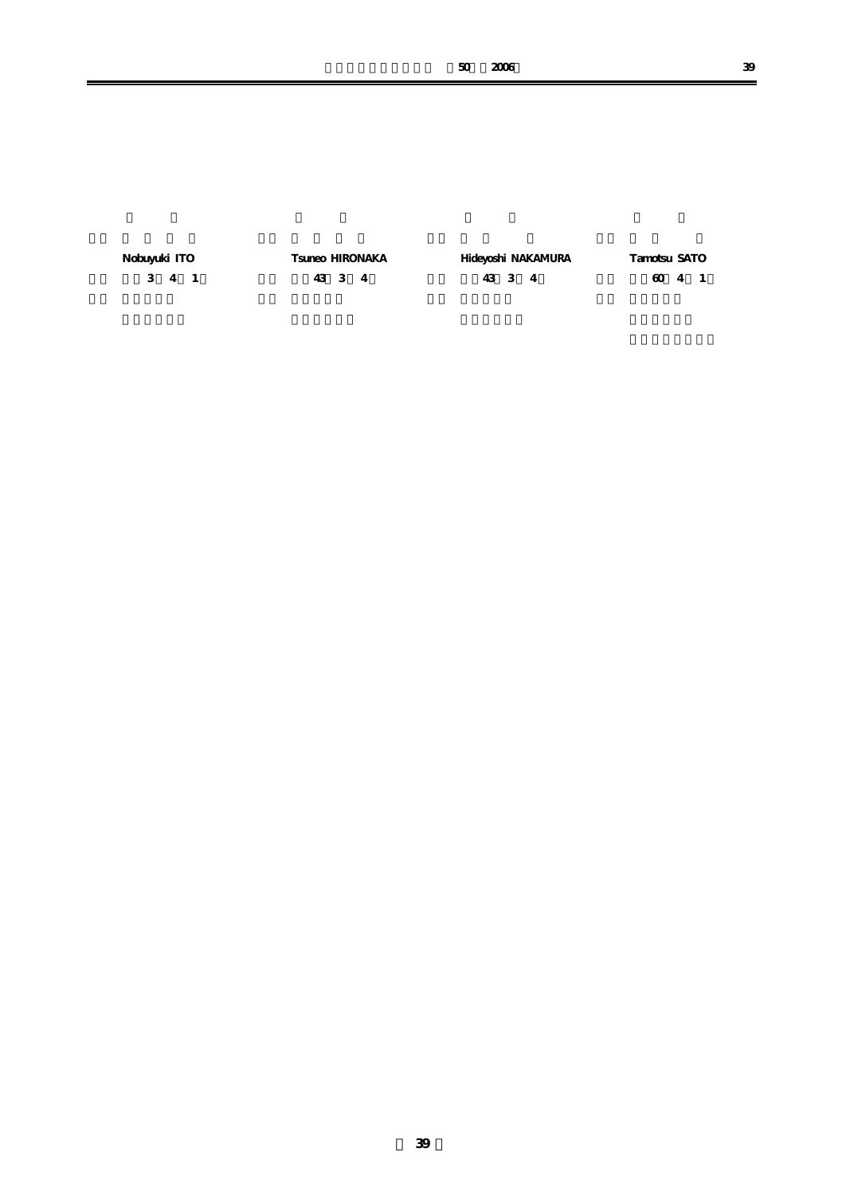Nobuyuki ITO

3 4 1

Tsuneo HIRONAKA

43 3 4

Hideyoshi NAKAMURA

43 3 4

Tamotsu SATO

60 4 1